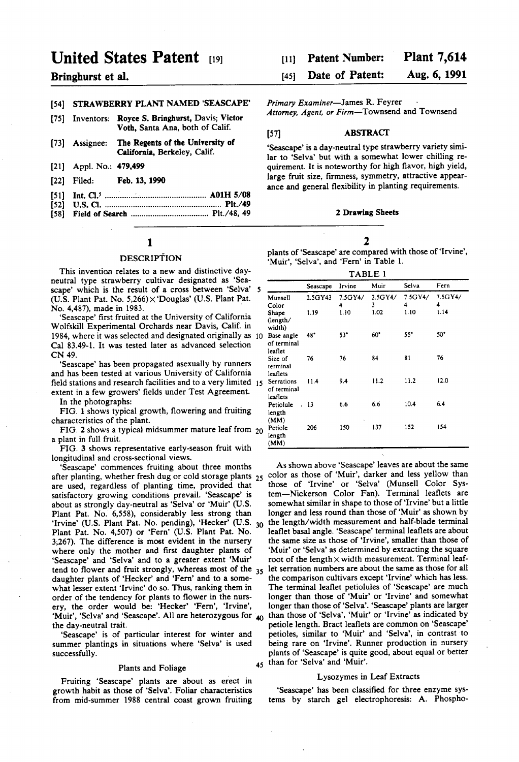# United States Patent [19]

**Bringhurst et al.**

[11] **Patent Number: Plant 7,614**

[45] **Date of Patent: Aug. 6, 1991**

[54] **STRAWBERRY PLANT NAMED 'SEASCAPE'**

[75] Inventors: **Royce S. Bringhurst**, Davis; **Victor Voth**, Santa Ana, both of Calif.

[73] Assignee: **The Regents of the University of California**, Berkeley, Calif.

[21] Appl. No.: **479,499**

[22] Filed: **Feb. 13, 1990**

[51] Int. Cl.[5] .............................................. **A01H 5/08**

[52] U.S. Cl. ...................................................... **Plt./49**

[58] Field of Search .................................... **Plt./48, 49**

*Primary Examiner*—James R. Feyrer

*Attorney, Agent, or Firm*—Townsend and Townsend

[57] **ABSTRACT**

'Seascape' is a day-neutral type strawberry variety similar to 'Selva' but with a somewhat lower chilling requirement. It is noteworthy for high flavor, high yield, large fruit size, firmness, symmetry, attractive appearance and general flexibility in planting requirements.

**2 Drawing Sheets**

## DESCRIPTION

This invention relates to a new and distinctive day-neutral type strawberry cultivar designated as 'Seascape' which is the result of a cross between 'Selva' (U.S. Plant Pat. No. 5,266)×'Douglas' (U.S. Plant Pat. No. 4,487), made in 1983.

'Seascape' first fruited at the University of California Wolfskill Experimental Orchards near Davis, Calif. in 1984, where it was selected and designated originally as Cal 83.49-1. It was tested later as advanced selection CN 49.

'Seascape' has been propagated asexually by runners and has been tested at various University of California field stations and research facilities and to a very limited extent in a few growers' fields under Test Agreement.

In the photographs:

FIG. 1 shows typical growth, flowering and fruiting characteristics of the plant.

FIG. 2 shows a typical midsummer mature leaf from a plant in full fruit.

FIG. 3 shows representative early-season fruit with longitudinal and cross-sectional views.

'Seascape' commences fruiting about three months after planting, whether fresh dug or cold storage plants are used, regardless of planting time, provided that satisfactory growing conditions prevail. 'Seascape' is about as strongly day-neutral as 'Selva' or 'Muir' (U.S. Plant Pat. No. 6,558), considerably less strong than 'Irvine' (U.S. Plant Pat. No. pending), 'Hecker' (U.S. Plant Pat. No. 4,507) or 'Fern' (U.S. Plant Pat. No. 3,267). The difference is most evident in the nursery where only the mother and first daughter plants of 'Seascape' and 'Selva' and to a greater extent 'Muir' tend to flower and fruit strongly, whereas most of the daughter plants of 'Hecker' and 'Fern' and to a somewhat lesser extent 'Irvine' do so. Thus, ranking them in order of the tendency for plants to flower in the nursery, the order would be: 'Hecker' 'Fern', 'Irvine', 'Muir', 'Selva' and 'Seascape'. All are heterozygous for the day-neutral trait.

'Seascape' is of particular interest for winter and summer plantings in situations where 'Selva' is used successfully.

### Plants and Foliage

Fruiting 'Seascape' plants are about as erect in growth habit as those of 'Selva'. Foliar characteristics from mid-summer 1988 central coast grown fruiting plants of 'Seascape' are compared with those of 'Irvine', 'Muir', 'Selva', and 'Fern' in Table 1.

TABLE 1

| | Seascape | Irvine | Muir | Selva | Fern |
|---|---|---|---|---|---|
| Munsell Color | 2.5GY43 | 7.5GY4/4 | 2.5GY4/3 | 7.5GY4/4 | 7.5GY4/4 |
| Shape (length/width) | 1.19 | 1.10 | 1.02 | 1.10 | 1.14 |
| Base angle of terminal leaflet | 48° | 53° | 60° | 55° | 50° |
| Size of terminal leaflets | 76 | 76 | 84 | 81 | 76 |
| Serrations of terminal leaflets | 11.4 | 9.4 | 11.2 | 11.2 | 12.0 |
| Petiolule length (MM) | 13 | 6.6 | 6.6 | 10.4 | 6.4 |
| Petiole length (MM) | 206 | 150 | 137 | 152 | 154 |

As shown above 'Seascape' leaves are about the same color as those of 'Muir', darker and less yellow than those of 'Irvine' or 'Selva' (Munsell Color System—Nickerson Color Fan). Terminal leaflets are somewhat similar in shape to those of 'Irvine' but a little longer and less round than those of 'Muir' as shown by the length/width measurement and half-blade terminal leaflet basal angle. 'Seascape' terminal leaflets are about the same size as those of 'Irvine', smaller than those of 'Muir' or 'Selva' as determined by extracting the square root of the length×width measurement. Terminal leaflet serration numbers are about the same as those for all the comparison cultivars except 'Irvine' which has less. The terminal leaflet petiolules of 'Seascape' are much longer than those of 'Muir' or 'Irvine' and somewhat longer than those of 'Selva'. 'Seascape' plants are larger than those of 'Selva', 'Muir' or 'Irvine' as indicated by petiole length. Bract leaflets are common on 'Seascape' petioles, similar to 'Muir' and 'Selva', in contrast to being rare on 'Irvine'. Runner production in nursery plants of 'Seascape' is quite good, about equal or better than for 'Selva' and 'Muir'.

### Lysozymes in Leaf Extracts

'Seascape' has been classified for three enzyme systems by starch gel electrophoresis: A. Phospho-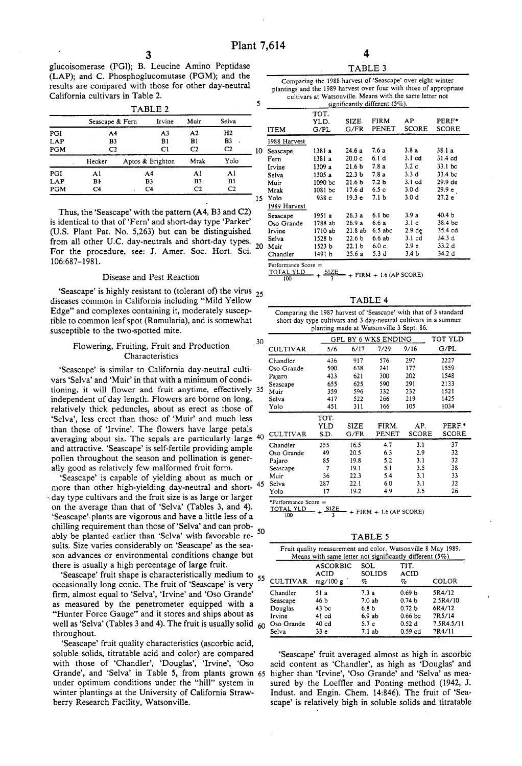glucoisomerase (PGI); B. Leucine Amino Peptidase (LAP); and C. Phosphoglucomutase (PGM); and the results are compared with those for other day-neutral California cultivars in Table 2.

TABLE 2

| | Seascape & Fern | Irvine | Muir | Selva |
|---|---|---|---|---|
| PGI | A4 | A3 | A2 | H2 |
| LAP | B3 | B1 | B1 | B3 |
| PGM | C2 | C1 | C2 | C2 |

| | Hecker | Aptos & Brighton | Mrak | Yolo |
|---|---|---|---|---|
| PGI | A1 | A4 | A1 | A1 |
| LAP | B1 | B3 | B3 | B1 |
| PGM | C4 | C4 | C2 | C2 |

Thus, the 'Seascape' with the pattern (A4, B3 and C2) is identical to that of 'Fern' and short-day type 'Parker' (U.S. Plant Pat. No. 5,263) but can be distinguished from all other U.C. day-neutrals and short-day types. For the procedure, see: J. Amer. Soc. Hort. Sci. 106:687-1981.

## Disease and Pest Reaction

'Seascape' is highly resistant to (tolerant of) the virus diseases common in California including "Mild Yellow Edge" and complexes containing it, moderately susceptible to common leaf spot (Ramularia), and is somewhat susceptible to the two-spotted mite.

## Flowering, Fruiting, Fruit and Production Characteristics

'Seascape' is similar to California day-neutral cultivars 'Selva' and 'Muir' in that with a minimum of conditioning, it will flower and fruit anytime, effectively independent of day length. Flowers are borne on long, relatively thick peduncles, about as erect as those of 'Selva', less erect than those of 'Muir' and much less than those of 'Irvine'. The flowers have large petals averaging about six. The sepals are particularly large and attractive. 'Seascape' is self-fertile providing ample pollen throughout the season and pollination is generally good as relatively few malformed fruit form.

'Seascape' is capable of yielding about as much or more than other high-yielding day-neutral and short-day type cultivars and the fruit size is as large or larger on the average than that of 'Selva' (Tables 3, and 4). 'Seascape' plants are vigorous and have a little less of a chilling requirement than those of 'Selva' and can probably be planted earlier than 'Selva' with favorable results. Size varies considerably on 'Seascape' as the season advances or environmental conditions change but there is usually a high percentage of large fruit.

'Seascape' fruit shape is characteristically medium to occasionally long conic. The fruit of 'Seascape' is very firm, almost equal to 'Selva', 'Irvine' and 'Oso Grande' as measured by the penetrometer equipped with a "Hunter Force Gauge" and it stores and ships about as well as 'Selva' (Tables 3 and 4). The fruit is usually solid throughout.

'Seascape' fruit quality characteristics (ascorbic acid, soluble solids, titratable acid and color) are compared with those of 'Chandler', 'Douglas', 'Irvine', 'Oso Grande', and 'Selva' in Table 5, from plants grown under optimum conditions under the "hill" system in winter plantings at the University of California Strawberry Research Facility, Watsonville.

TABLE 3

Comparing the 1988 harvest of 'Seascape' over eight winter plantings and the 1989 harvest over four with those of appropriate cultivars at Watsonville. Means with the same letter not significantly different (5%).

| ITEM | TOT. YLD. G/PL | SIZE G/FR | FIRM PENET | AP SCORE | PERF* SCORE |
|---|---|---|---|---|---|
| 1988 Harvest | | | | | |
| Seascape | 1381 a | 24.6 a | 7.6 a | 3.8 a | 38.1 a |
| Fern | 1381 a | 20.0 c | 6.1 d | 3.1 cd | 31.4 cd |
| Irvine | 1309 a | 21.6 b | 7.8 a | 3.2 c | 33.1 bc |
| Selva | 1305 a | 22.3 b | 7.8 a | 3.3 d | 33.4 bc |
| Muir | 1090 bc | 21.6 b | 7.2 b | 3.1 cd | 29.9 de |
| Mrak | 1081 bc | 17.6 d | 6.5 c | 3.0 d | 29.9 e |
| Yolo | 938 c | 19.3 e | 7.1 b | 3.0 d | 27.2 e |
| 1989 Harvest | | | | | |
| Seascape | 1951 a | 26.3 a | 6.1 bc | 3.9 a | 40.4 b |
| Oso Grande | 1788 ab | 26.9 a | 6.6 a | 3.1 c | 38.4 bc |
| Irvine | 1710 ab | 21.8 ab | 6.5 abc | 2.9 de | 35.4 cd |
| Selva | 1528 b | 22.6 b | 6.6 ab | 3.1 cd | 34.3 d |
| Muir | 1523 b | 22.1 b | 6.0 c | 2.9 e | 33.2 d |
| Chandler | 1491 b | 25.6 a | 5.3 d | 3.4 b | 34.2 d |

Performance Score = $\frac{\text{TOTAL YLD}}{100} + \frac{\text{SIZE}}{3} + \text{FIRM} + 1.6\,(\text{AP SCORE})$

TABLE 4

Comparing the 1987 harvest of 'Seascape' with that of 3 standard short-day type cultivars and 3 day-neutral cultivars in a summer planting made at Watsonville 3 Sept. 86.

| CULTIVAR | GPL BY 6 WKS ENDING 5/6 | 6/17 | 7/29 | 9/16 | TOT YLD G/PL |
|---|---|---|---|---|---|
| Chandler | 436 | 917 | 576 | 297 | 2227 |
| Oso Grande | 500 | 638 | 241 | 177 | 1559 |
| Pajaro | 423 | 621 | 300 | 202 | 1548 |
| Seascape | 655 | 625 | 590 | 291 | 2133 |
| Muir | 359 | 596 | 332 | 232 | 1521 |
| Selva | 417 | 522 | 266 | 219 | 1425 |
| Yolo | 451 | 311 | 166 | 105 | 1034 |

| CULTIVAR | TOT. YLD S.D. | SIZE G/FR | FIRM. PENET | AP. SCORE | PERF.* SCORE |
|---|---|---|---|---|---|
| Chandler | 255 | 16.5 | 4.7 | 3.1 | 37 |
| Oso Grande | 49 | 20.5 | 6.3 | 2.9 | 32 |
| Pajaro | 85 | 19.8 | 5.2 | 3.1 | 32 |
| Seascape | 7 | 19.1 | 5.1 | 3.5 | 38 |
| Muir | 36 | 22.3 | 5.4 | 3.1 | 33 |
| Selva | 287 | 22.1 | 6.0 | 3.1 | 32 |
| Yolo | 17 | 19.2 | 4.9 | 3.5 | 26 |

*Performance Score = $\frac{\text{TOTAL YLD}}{100} + \frac{\text{SIZE}}{3} + \text{FIRM} + 1.6\,(\text{AP SCORE})$

TABLE 5

Fruit quality measurement and color, Watsonville 8 May 1989. Means with same letter not significantly different (5%)

| CULTIVAR | ASCORBIC ACID mg/100 g | SOL SOLIDS % | TIT. ACID % | COLOR |
|---|---|---|---|---|
| Chandler | 51 a | 7.3 a | 0.69 b | 5R4/12 |
| Seascape | 46 b | 7.0 ab | 0.74 b | 2.5R4/10 |
| Douglas | 43 bc | 6.8 b | 0.72 b | 6R4/12 |
| Irvine | 41 cd | 6.9 ab | 0.66 bc | 7R5/14 |
| Oso Grande | 40 cd | 5.7 c | 0.52 d | 7.5R4.5/11 |
| Selva | 33 e | 7.1 ab | 0.59 cd | 7R4/11 |

'Seascape' fruit averaged almost as high in ascorbic acid content as 'Chandler', as high as 'Douglas' and higher than 'Irvine', 'Oso Grande' and 'Selva' as measured by the Loeffler and Ponting method (1942, J. Indust. and Engin. Chem. 14:846). The fruit of 'Seascape' is relatively high in soluble solids and titratable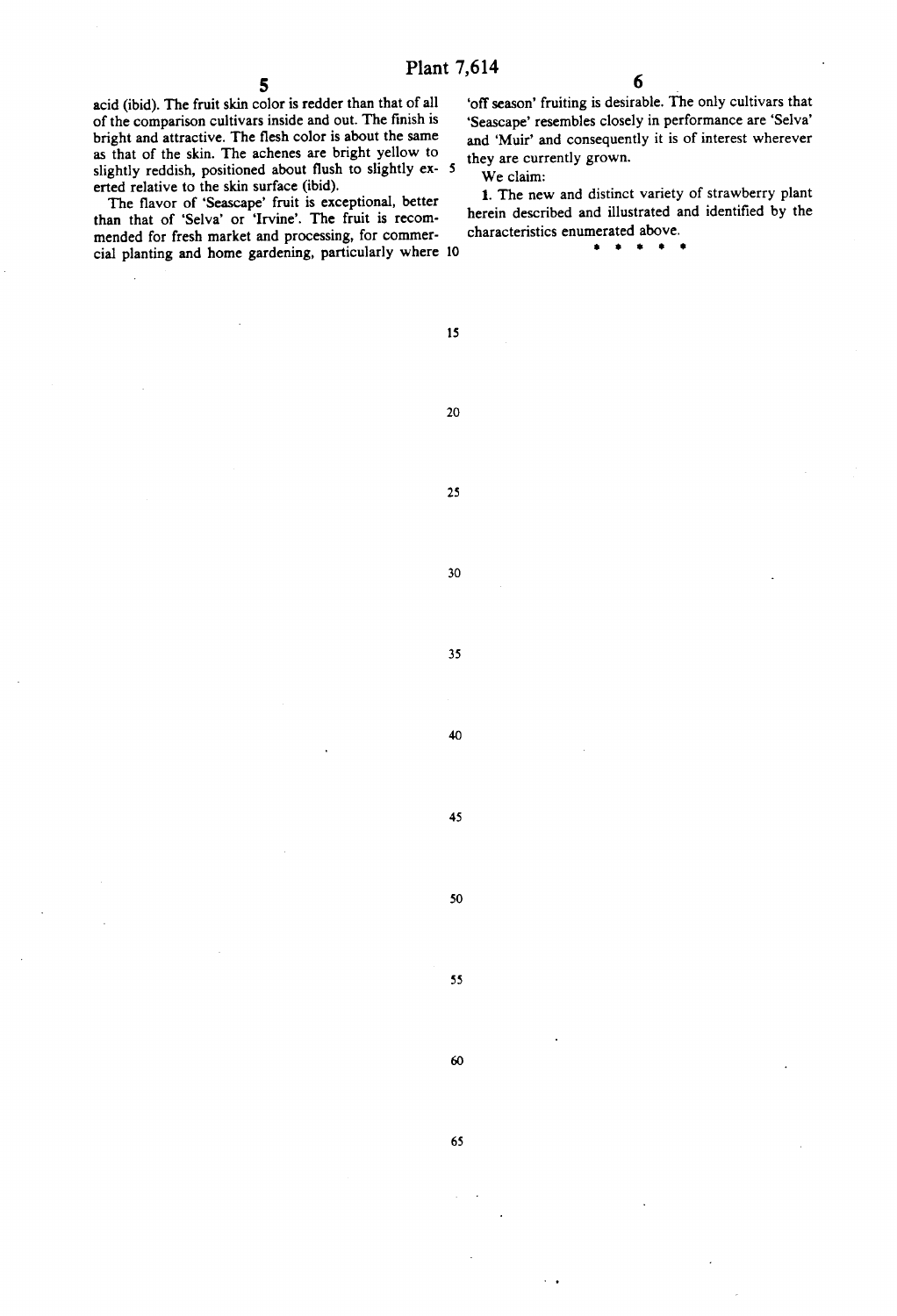acid (ibid). The fruit skin color is redder than that of all of the comparison cultivars inside and out. The finish is bright and attractive. The flesh color is about the same as that of the skin. The achenes are bright yellow to slightly reddish, positioned about flush to slightly exerted relative to the skin surface (ibid).

The flavor of 'Seascape' fruit is exceptional, better than that of 'Selva' or 'Irvine'. The fruit is recommended for fresh market and processing, for commercial planting and home gardening, particularly where 'off season' fruiting is desirable. The only cultivars that 'Seascape' resembles closely in performance are 'Selva' and 'Muir' and consequently it is of interest wherever they are currently grown.

We claim:

1. The new and distinct variety of strawberry plant herein described and illustrated and identified by the characteristics enumerated above.

* * * * *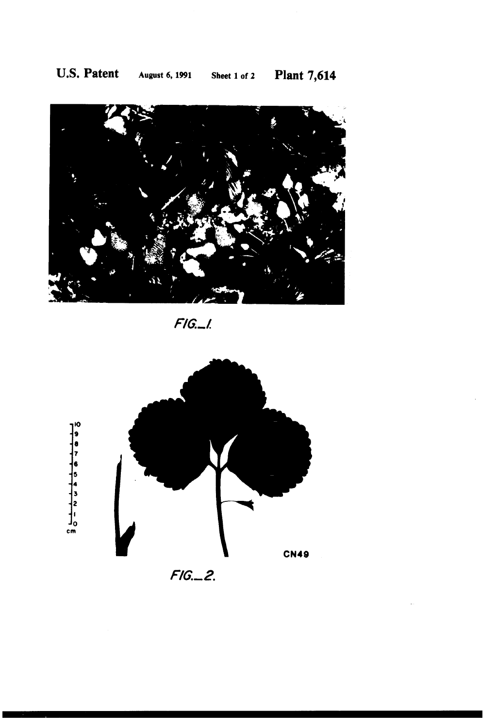FIG._1.

FIG._2.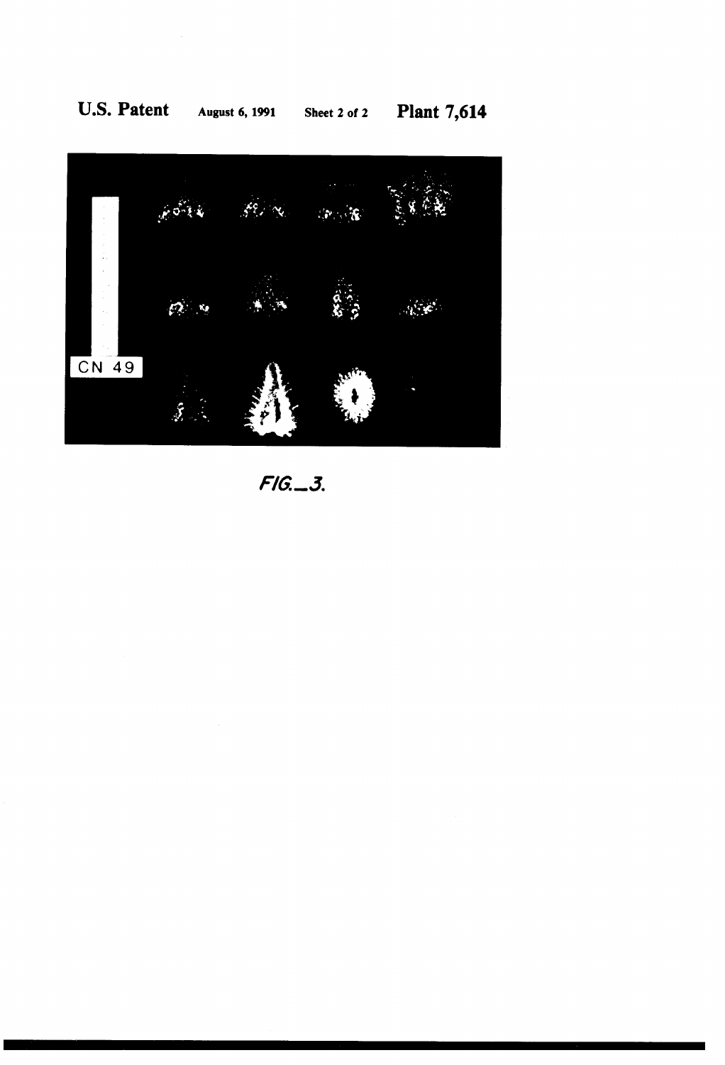CN 49

FIG._3.